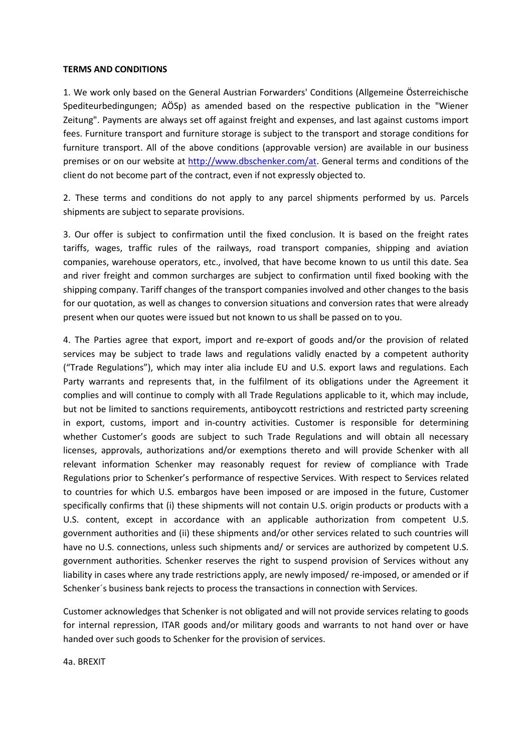**TERMS AND CONDITIONS**

1. We work only based on the General Austrian Forwarders' Conditions (Allgemeine Österreichische Spediteurbedingungen; AÖSp) as amended based on the respective publication in the "Wiener Zeitung". Payments are always set off against freight and expenses, and last against customs import fees. Furniture transport and furniture storage is subject to the transport and storage conditions for furniture transport. All of the above conditions (approvable version) are available in our business premises or on our website at [http://www.dbschenker.com/at](http://www.dbschenker.com/at). General terms and conditions of the client do not become part of the contract, even if not expressly objected to.

2. These terms and conditions do not apply to any parcel shipments performed by us. Parcels shipments are subject to separate provisions.

3. Our offer is subject to confirmation until the fixed conclusion. It is based on the freight rates tariffs, wages, traffic rules of the railways, road transport companies, shipping and aviation companies, warehouse operators, etc., involved, that have become known to us until this date. Sea and river freight and common surcharges are subject to confirmation until fixed booking with the shipping company. Tariff changes of the transport companies involved and other changes to the basis for our quotation, as well as changes to conversion situations and conversion rates that were already present when our quotes were issued but not known to us shall be passed on to you.

4. The Parties agree that export, import and re-export of goods and/or the provision of related services may be subject to trade laws and regulations validly enacted by a competent authority ("Trade Regulations"), which may inter alia include EU and U.S. export laws and regulations. Each Party warrants and represents that, in the fulfilment of its obligations under the Agreement it complies and will continue to comply with all Trade Regulations applicable to it, which may include, but not be limited to sanctions requirements, antiboycott restrictions and restricted party screening in export, customs, import and in-country activities. Customer is responsible for determining whether Customer's goods are subject to such Trade Regulations and will obtain all necessary licenses, approvals, authorizations and/or exemptions thereto and will provide Schenker with all relevant information Schenker may reasonably request for review of compliance with Trade Regulations prior to Schenker's performance of respective Services. With respect to Services related to countries for which U.S. embargos have been imposed or are imposed in the future, Customer specifically confirms that (i) these shipments will not contain U.S. origin products or products with a U.S. content, except in accordance with an applicable authorization from competent U.S. government authorities and (ii) these shipments and/or other services related to such countries will have no U.S. connections, unless such shipments and/ or services are authorized by competent U.S. government authorities. Schenker reserves the right to suspend provision of Services without any liability in cases where any trade restrictions apply, are newly imposed/ re-imposed, or amended or if Schenker´s business bank rejects to process the transactions in connection with Services.

Customer acknowledges that Schenker is not obligated and will not provide services relating to goods for internal repression, ITAR goods and/or military goods and warrants to not hand over or have handed over such goods to Schenker for the provision of services.

4a. BREXIT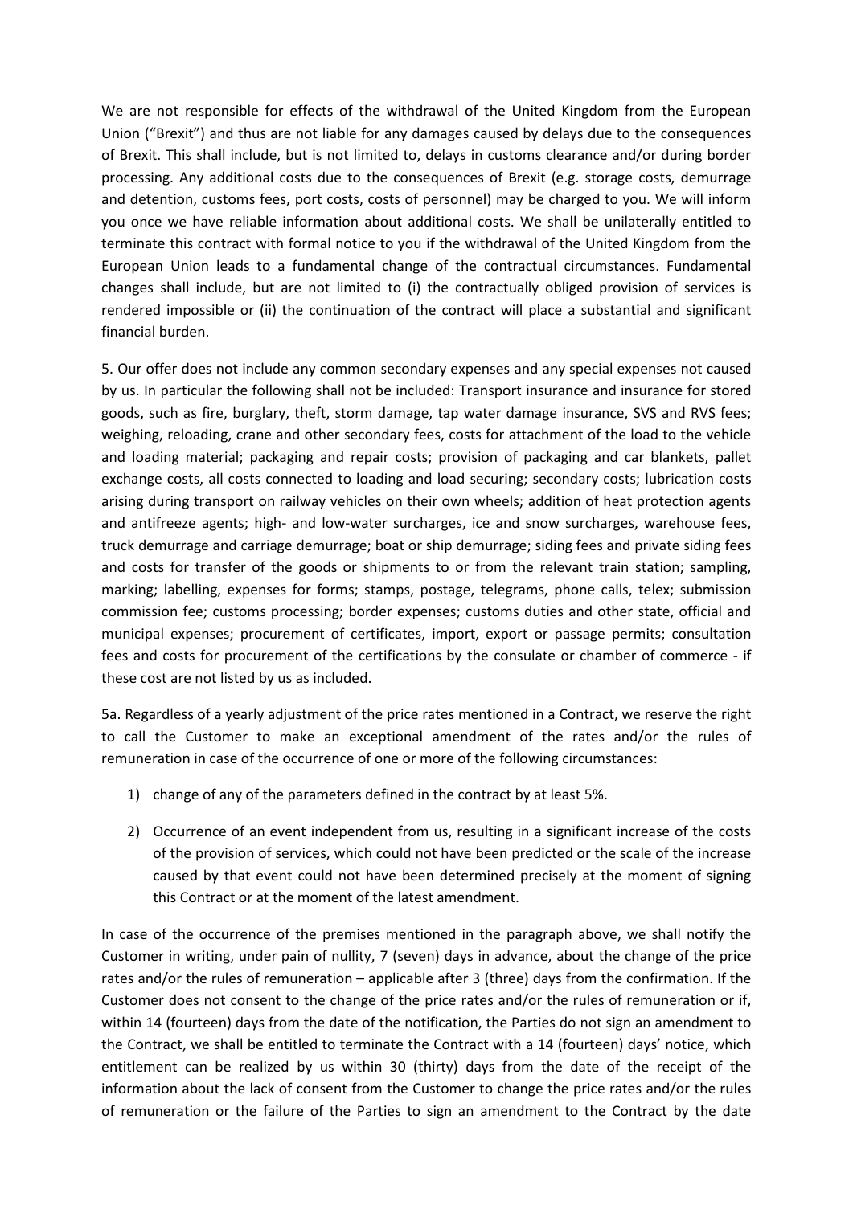We are not responsible for effects of the withdrawal of the United Kingdom from the European Union ("Brexit") and thus are not liable for any damages caused by delays due to the consequences of Brexit. This shall include, but is not limited to, delays in customs clearance and/or during border processing. Any additional costs due to the consequences of Brexit (e.g. storage costs, demurrage and detention, customs fees, port costs, costs of personnel) may be charged to you. We will inform you once we have reliable information about additional costs. We shall be unilaterally entitled to terminate this contract with formal notice to you if the withdrawal of the United Kingdom from the European Union leads to a fundamental change of the contractual circumstances. Fundamental changes shall include, but are not limited to (i) the contractually obliged provision of services is rendered impossible or (ii) the continuation of the contract will place a substantial and significant financial burden.

5. Our offer does not include any common secondary expenses and any special expenses not caused by us. In particular the following shall not be included: Transport insurance and insurance for stored goods, such as fire, burglary, theft, storm damage, tap water damage insurance, SVS and RVS fees; weighing, reloading, crane and other secondary fees, costs for attachment of the load to the vehicle and loading material; packaging and repair costs; provision of packaging and car blankets, pallet exchange costs, all costs connected to loading and load securing; secondary costs; lubrication costs arising during transport on railway vehicles on their own wheels; addition of heat protection agents and antifreeze agents; high- and low-water surcharges, ice and snow surcharges, warehouse fees, truck demurrage and carriage demurrage; boat or ship demurrage; siding fees and private siding fees and costs for transfer of the goods or shipments to or from the relevant train station; sampling, marking; labelling, expenses for forms; stamps, postage, telegrams, phone calls, telex; submission commission fee; customs processing; border expenses; customs duties and other state, official and municipal expenses; procurement of certificates, import, export or passage permits; consultation fees and costs for procurement of the certifications by the consulate or chamber of commerce - if these cost are not listed by us as included.

5a. Regardless of a yearly adjustment of the price rates mentioned in a Contract, we reserve the right to call the Customer to make an exceptional amendment of the rates and/or the rules of remuneration in case of the occurrence of one or more of the following circumstances:

1) change of any of the parameters defined in the contract by at least 5%.
2) Occurrence of an event independent from us, resulting in a significant increase of the costs of the provision of services, which could not have been predicted or the scale of the increase caused by that event could not have been determined precisely at the moment of signing this Contract or at the moment of the latest amendment.

In case of the occurrence of the premises mentioned in the paragraph above, we shall notify the Customer in writing, under pain of nullity, 7 (seven) days in advance, about the change of the price rates and/or the rules of remuneration – applicable after 3 (three) days from the confirmation. If the Customer does not consent to the change of the price rates and/or the rules of remuneration or if, within 14 (fourteen) days from the date of the notification, the Parties do not sign an amendment to the Contract, we shall be entitled to terminate the Contract with a 14 (fourteen) days' notice, which entitlement can be realized by us within 30 (thirty) days from the date of the receipt of the information about the lack of consent from the Customer to change the price rates and/or the rules of remuneration or the failure of the Parties to sign an amendment to the Contract by the date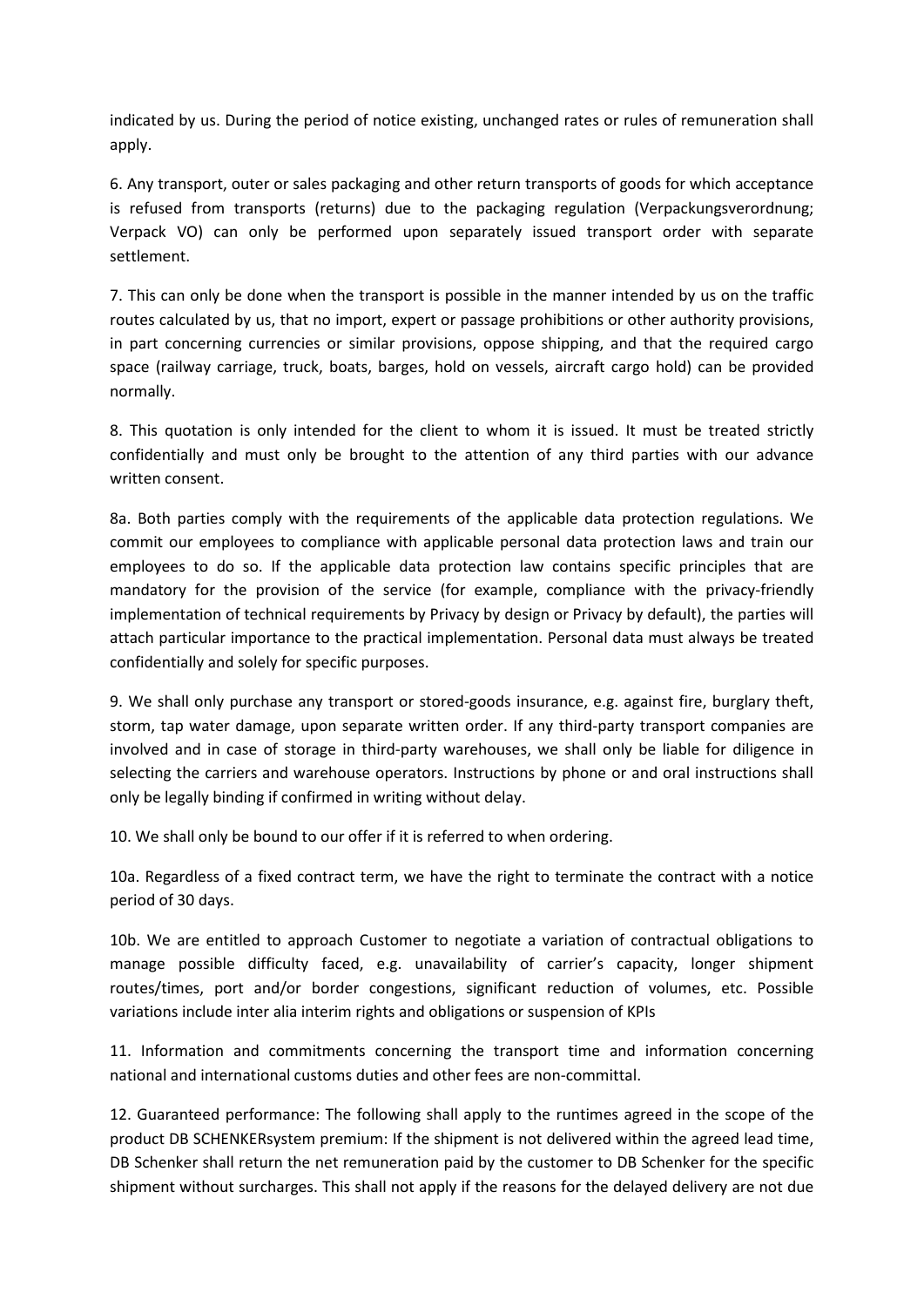indicated by us. During the period of notice existing, unchanged rates or rules of remuneration shall apply.

6. Any transport, outer or sales packaging and other return transports of goods for which acceptance is refused from transports (returns) due to the packaging regulation (Verpackungsverordnung; Verpack VO) can only be performed upon separately issued transport order with separate settlement.

7. This can only be done when the transport is possible in the manner intended by us on the traffic routes calculated by us, that no import, expert or passage prohibitions or other authority provisions, in part concerning currencies or similar provisions, oppose shipping, and that the required cargo space (railway carriage, truck, boats, barges, hold on vessels, aircraft cargo hold) can be provided normally.

8. This quotation is only intended for the client to whom it is issued. It must be treated strictly confidentially and must only be brought to the attention of any third parties with our advance written consent.

8a. Both parties comply with the requirements of the applicable data protection regulations. We commit our employees to compliance with applicable personal data protection laws and train our employees to do so. If the applicable data protection law contains specific principles that are mandatory for the provision of the service (for example, compliance with the privacy-friendly implementation of technical requirements by Privacy by design or Privacy by default), the parties will attach particular importance to the practical implementation. Personal data must always be treated confidentially and solely for specific purposes.

9. We shall only purchase any transport or stored-goods insurance, e.g. against fire, burglary theft, storm, tap water damage, upon separate written order. If any third-party transport companies are involved and in case of storage in third-party warehouses, we shall only be liable for diligence in selecting the carriers and warehouse operators. Instructions by phone or and oral instructions shall only be legally binding if confirmed in writing without delay.

10. We shall only be bound to our offer if it is referred to when ordering.

10a. Regardless of a fixed contract term, we have the right to terminate the contract with a notice period of 30 days.

10b. We are entitled to approach Customer to negotiate a variation of contractual obligations to manage possible difficulty faced, e.g. unavailability of carrier's capacity, longer shipment routes/times, port and/or border congestions, significant reduction of volumes, etc. Possible variations include inter alia interim rights and obligations or suspension of KPIs

11. Information and commitments concerning the transport time and information concerning national and international customs duties and other fees are non-committal.

12. Guaranteed performance: The following shall apply to the runtimes agreed in the scope of the product DB SCHENKERsystem premium: If the shipment is not delivered within the agreed lead time, DB Schenker shall return the net remuneration paid by the customer to DB Schenker for the specific shipment without surcharges. This shall not apply if the reasons for the delayed delivery are not due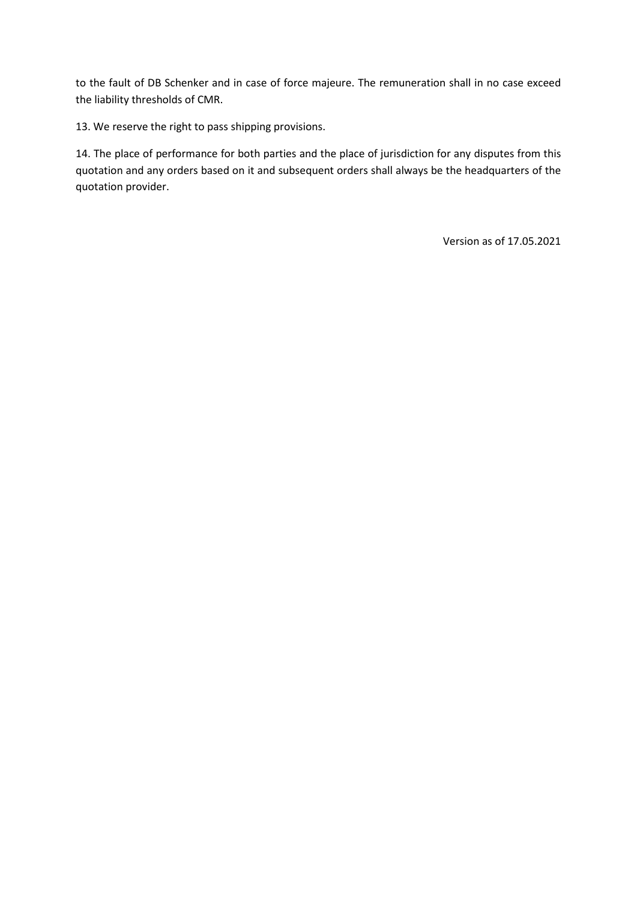to the fault of DB Schenker and in case of force majeure. The remuneration shall in no case exceed the liability thresholds of CMR.

13. We reserve the right to pass shipping provisions.

14. The place of performance for both parties and the place of jurisdiction for any disputes from this quotation and any orders based on it and subsequent orders shall always be the headquarters of the quotation provider.

Version as of 17.05.2021